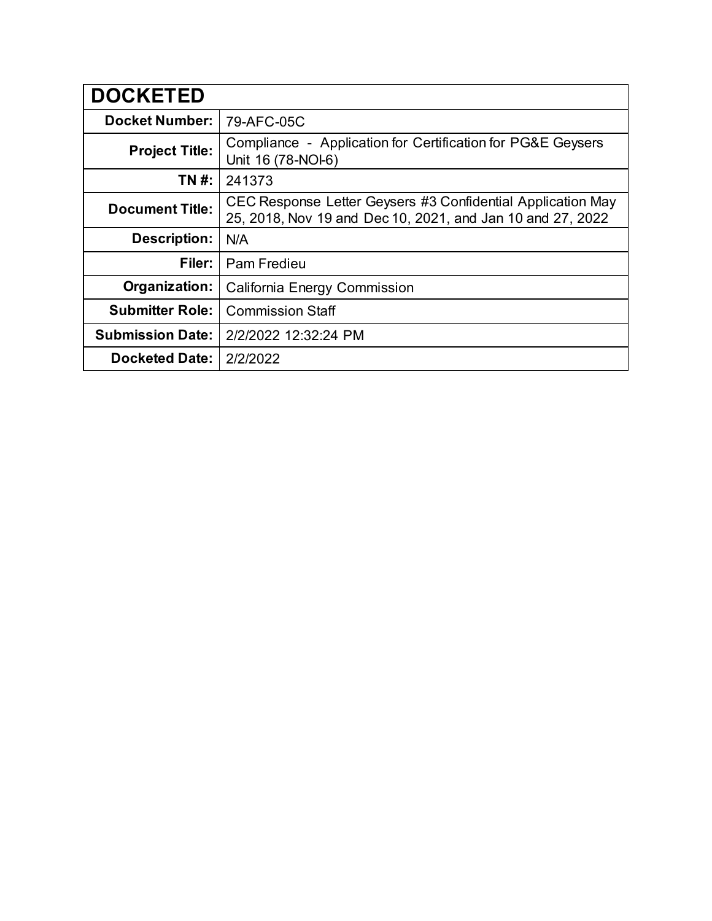| DOCKETED | |
|---|---|
| **Docket Number:** | 79-AFC-05C |
| **Project Title:** | Compliance - Application for Certification for PG&E Geysers Unit 16 (78-NOI-6) |
| **TN #:** | 241373 |
| **Document Title:** | CEC Response Letter Geysers #3 Confidential Application May 25, 2018, Nov 19 and Dec 10, 2021, and Jan 10 and 27, 2022 |
| **Description:** | N/A |
| **Filer:** | Pam Fredieu |
| **Organization:** | California Energy Commission |
| **Submitter Role:** | Commission Staff |
| **Submission Date:** | 2/2/2022 12:32:24 PM |
| **Docketed Date:** | 2/2/2022 |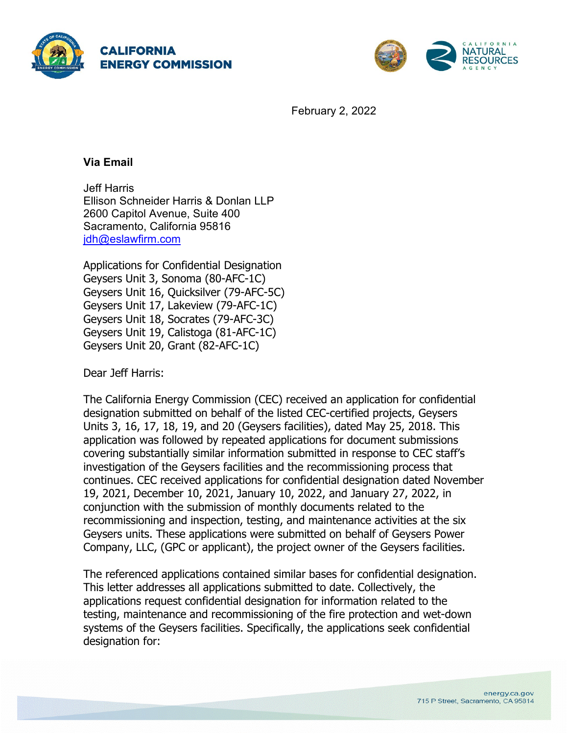February 2, 2022

**Via Email**

Jeff Harris
Ellison Schneider Harris & Donlan LLP
2600 Capitol Avenue, Suite 400
Sacramento, California 95816
jdh@eslawfirm.com

Applications for Confidential Designation
Geysers Unit 3, Sonoma (80-AFC-1C)
Geysers Unit 16, Quicksilver (79-AFC-5C)
Geysers Unit 17, Lakeview (79-AFC-1C)
Geysers Unit 18, Socrates (79-AFC-3C)
Geysers Unit 19, Calistoga (81-AFC-1C)
Geysers Unit 20, Grant (82-AFC-1C)

Dear Jeff Harris:

The California Energy Commission (CEC) received an application for confidential designation submitted on behalf of the listed CEC-certified projects, Geysers Units 3, 16, 17, 18, 19, and 20 (Geysers facilities), dated May 25, 2018. This application was followed by repeated applications for document submissions covering substantially similar information submitted in response to CEC staff's investigation of the Geysers facilities and the recommissioning process that continues. CEC received applications for confidential designation dated November 19, 2021, December 10, 2021, January 10, 2022, and January 27, 2022, in conjunction with the submission of monthly documents related to the recommissioning and inspection, testing, and maintenance activities at the six Geysers units. These applications were submitted on behalf of Geysers Power Company, LLC, (GPC or applicant), the project owner of the Geysers facilities.

The referenced applications contained similar bases for confidential designation. This letter addresses all applications submitted to date. Collectively, the applications request confidential designation for information related to the testing, maintenance and recommissioning of the fire protection and wet-down systems of the Geysers facilities. Specifically, the applications seek confidential designation for: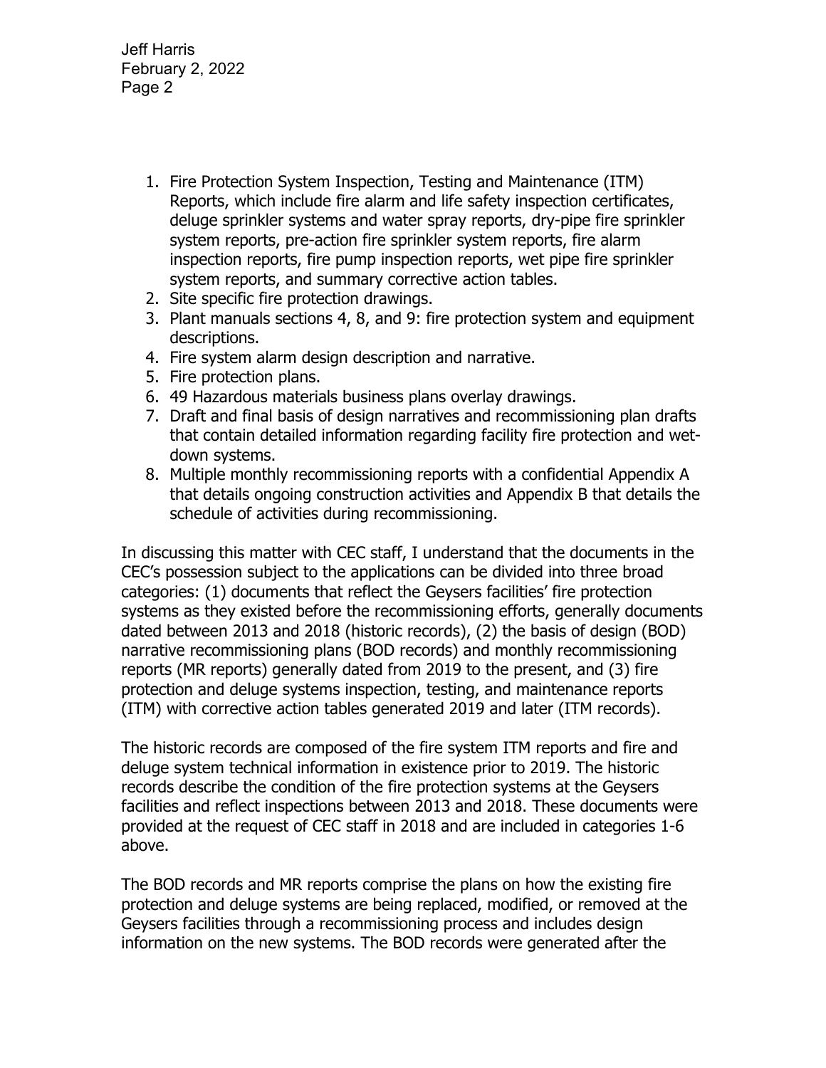1. Fire Protection System Inspection, Testing and Maintenance (ITM) Reports, which include fire alarm and life safety inspection certificates, deluge sprinkler systems and water spray reports, dry-pipe fire sprinkler system reports, pre-action fire sprinkler system reports, fire alarm inspection reports, fire pump inspection reports, wet pipe fire sprinkler system reports, and summary corrective action tables.
2. Site specific fire protection drawings.
3. Plant manuals sections 4, 8, and 9: fire protection system and equipment descriptions.
4. Fire system alarm design description and narrative.
5. Fire protection plans.
6. 49 Hazardous materials business plans overlay drawings.
7. Draft and final basis of design narratives and recommissioning plan drafts that contain detailed information regarding facility fire protection and wet-down systems.
8. Multiple monthly recommissioning reports with a confidential Appendix A that details ongoing construction activities and Appendix B that details the schedule of activities during recommissioning.

In discussing this matter with CEC staff, I understand that the documents in the CEC's possession subject to the applications can be divided into three broad categories: (1) documents that reflect the Geysers facilities' fire protection systems as they existed before the recommissioning efforts, generally documents dated between 2013 and 2018 (historic records), (2) the basis of design (BOD) narrative recommissioning plans (BOD records) and monthly recommissioning reports (MR reports) generally dated from 2019 to the present, and (3) fire protection and deluge systems inspection, testing, and maintenance reports (ITM) with corrective action tables generated 2019 and later (ITM records).

The historic records are composed of the fire system ITM reports and fire and deluge system technical information in existence prior to 2019. The historic records describe the condition of the fire protection systems at the Geysers facilities and reflect inspections between 2013 and 2018. These documents were provided at the request of CEC staff in 2018 and are included in categories 1-6 above.

The BOD records and MR reports comprise the plans on how the existing fire protection and deluge systems are being replaced, modified, or removed at the Geysers facilities through a recommissioning process and includes design information on the new systems. The BOD records were generated after the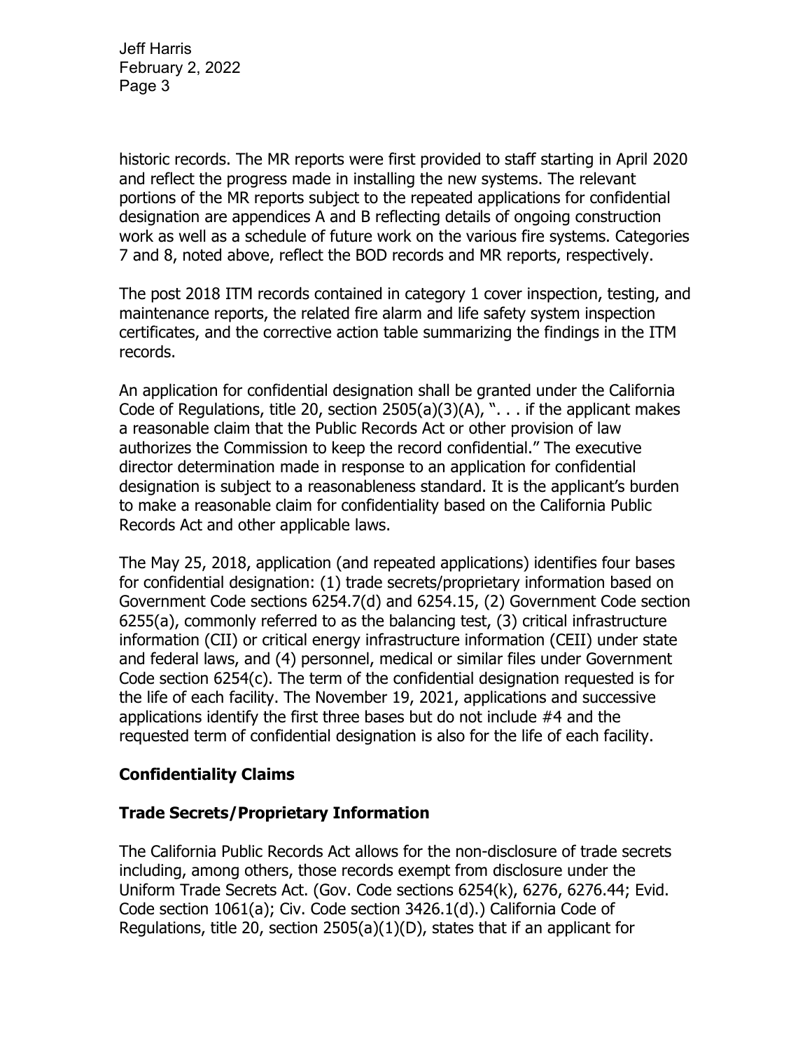historic records. The MR reports were first provided to staff starting in April 2020 and reflect the progress made in installing the new systems. The relevant portions of the MR reports subject to the repeated applications for confidential designation are appendices A and B reflecting details of ongoing construction work as well as a schedule of future work on the various fire systems. Categories 7 and 8, noted above, reflect the BOD records and MR reports, respectively.

The post 2018 ITM records contained in category 1 cover inspection, testing, and maintenance reports, the related fire alarm and life safety system inspection certificates, and the corrective action table summarizing the findings in the ITM records.

An application for confidential designation shall be granted under the California Code of Regulations, title 20, section 2505(a)(3)(A), ". . . if the applicant makes a reasonable claim that the Public Records Act or other provision of law authorizes the Commission to keep the record confidential." The executive director determination made in response to an application for confidential designation is subject to a reasonableness standard. It is the applicant's burden to make a reasonable claim for confidentiality based on the California Public Records Act and other applicable laws.

The May 25, 2018, application (and repeated applications) identifies four bases for confidential designation: (1) trade secrets/proprietary information based on Government Code sections 6254.7(d) and 6254.15, (2) Government Code section 6255(a), commonly referred to as the balancing test, (3) critical infrastructure information (CII) or critical energy infrastructure information (CEII) under state and federal laws, and (4) personnel, medical or similar files under Government Code section 6254(c). The term of the confidential designation requested is for the life of each facility. The November 19, 2021, applications and successive applications identify the first three bases but do not include #4 and the requested term of confidential designation is also for the life of each facility.

## Confidentiality Claims

### Trade Secrets/Proprietary Information

The California Public Records Act allows for the non-disclosure of trade secrets including, among others, those records exempt from disclosure under the Uniform Trade Secrets Act. (Gov. Code sections 6254(k), 6276, 6276.44; Evid. Code section 1061(a); Civ. Code section 3426.1(d).) California Code of Regulations, title 20, section 2505(a)(1)(D), states that if an applicant for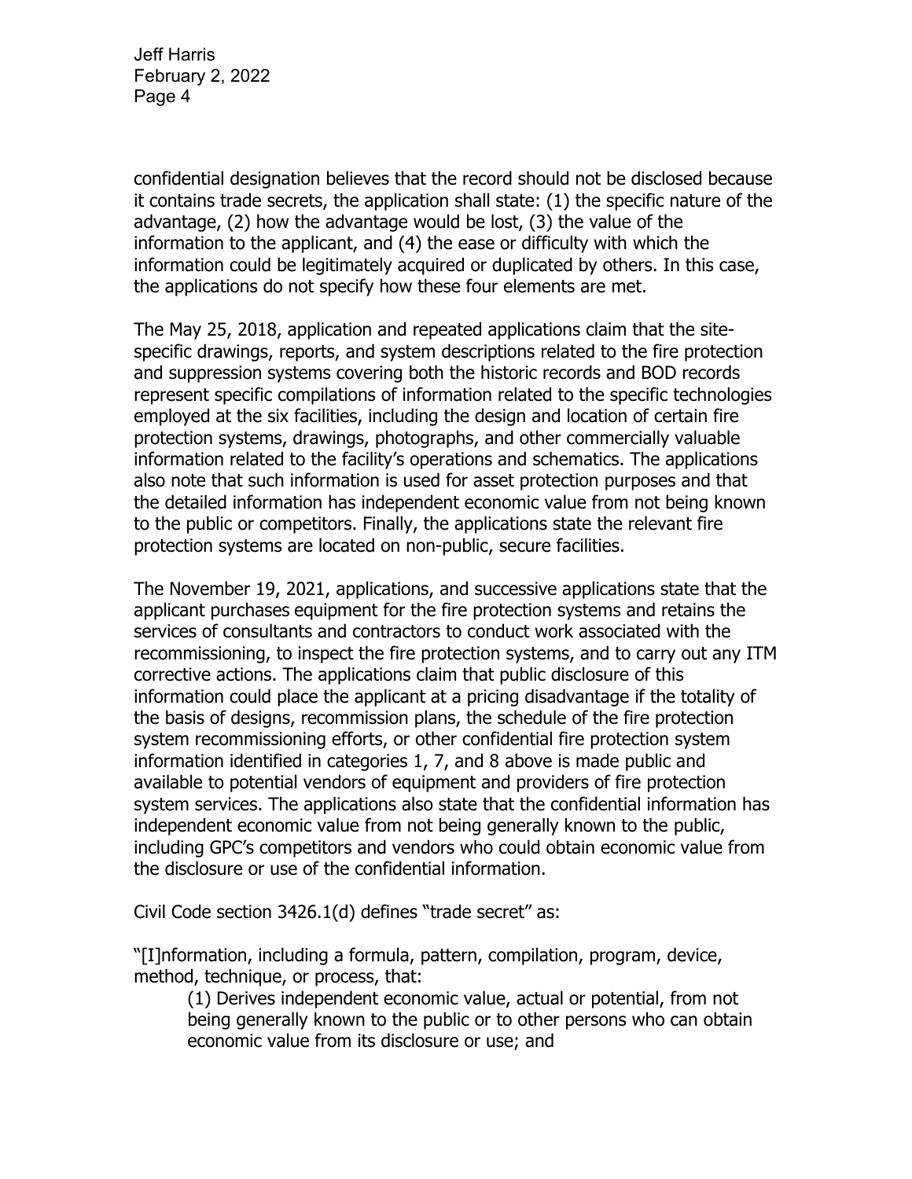confidential designation believes that the record should not be disclosed because it contains trade secrets, the application shall state: (1) the specific nature of the advantage, (2) how the advantage would be lost, (3) the value of the information to the applicant, and (4) the ease or difficulty with which the information could be legitimately acquired or duplicated by others. In this case, the applications do not specify how these four elements are met.

The May 25, 2018, application and repeated applications claim that the site-specific drawings, reports, and system descriptions related to the fire protection and suppression systems covering both the historic records and BOD records represent specific compilations of information related to the specific technologies employed at the six facilities, including the design and location of certain fire protection systems, drawings, photographs, and other commercially valuable information related to the facility's operations and schematics. The applications also note that such information is used for asset protection purposes and that the detailed information has independent economic value from not being known to the public or competitors. Finally, the applications state the relevant fire protection systems are located on non-public, secure facilities.

The November 19, 2021, applications, and successive applications state that the applicant purchases equipment for the fire protection systems and retains the services of consultants and contractors to conduct work associated with the recommissioning, to inspect the fire protection systems, and to carry out any ITM corrective actions. The applications claim that public disclosure of this information could place the applicant at a pricing disadvantage if the totality of the basis of designs, recommission plans, the schedule of the fire protection system recommissioning efforts, or other confidential fire protection system information identified in categories 1, 7, and 8 above is made public and available to potential vendors of equipment and providers of fire protection system services. The applications also state that the confidential information has independent economic value from not being generally known to the public, including GPC's competitors and vendors who could obtain economic value from the disclosure or use of the confidential information.

Civil Code section 3426.1(d) defines "trade secret" as:

"[I]nformation, including a formula, pattern, compilation, program, device, method, technique, or process, that:

> (1) Derives independent economic value, actual or potential, from not being generally known to the public or to other persons who can obtain economic value from its disclosure or use; and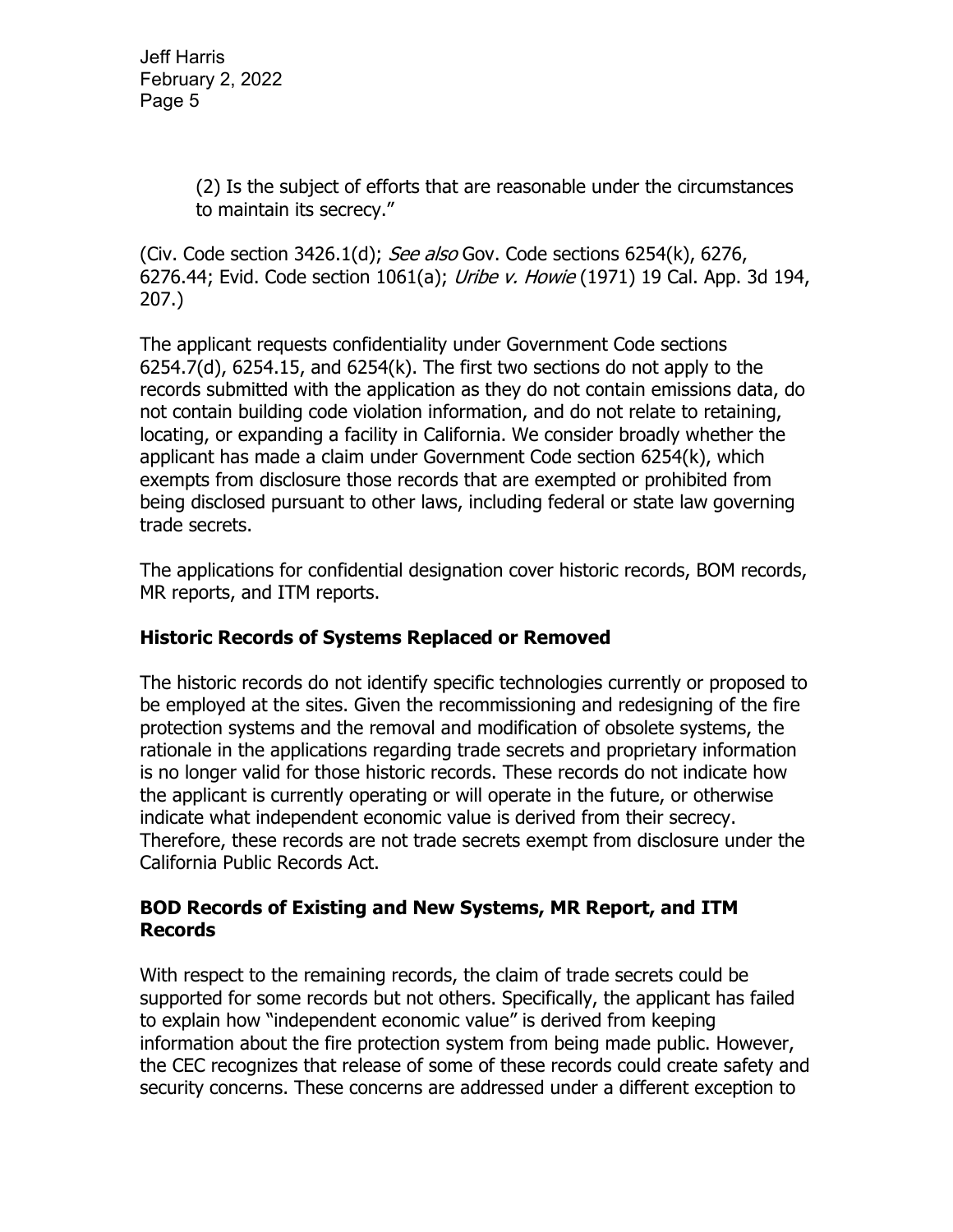(2) Is the subject of efforts that are reasonable under the circumstances to maintain its secrecy."

(Civ. Code section 3426.1(d); *See also* Gov. Code sections 6254(k), 6276, 6276.44; Evid. Code section 1061(a); *Uribe v. Howie* (1971) 19 Cal. App. 3d 194, 207.)

The applicant requests confidentiality under Government Code sections 6254.7(d), 6254.15, and 6254(k). The first two sections do not apply to the records submitted with the application as they do not contain emissions data, do not contain building code violation information, and do not relate to retaining, locating, or expanding a facility in California. We consider broadly whether the applicant has made a claim under Government Code section 6254(k), which exempts from disclosure those records that are exempted or prohibited from being disclosed pursuant to other laws, including federal or state law governing trade secrets.

The applications for confidential designation cover historic records, BOM records, MR reports, and ITM reports.

**Historic Records of Systems Replaced or Removed**

The historic records do not identify specific technologies currently or proposed to be employed at the sites. Given the recommissioning and redesigning of the fire protection systems and the removal and modification of obsolete systems, the rationale in the applications regarding trade secrets and proprietary information is no longer valid for those historic records. These records do not indicate how the applicant is currently operating or will operate in the future, or otherwise indicate what independent economic value is derived from their secrecy. Therefore, these records are not trade secrets exempt from disclosure under the California Public Records Act.

**BOD Records of Existing and New Systems, MR Report, and ITM Records**

With respect to the remaining records, the claim of trade secrets could be supported for some records but not others. Specifically, the applicant has failed to explain how "independent economic value" is derived from keeping information about the fire protection system from being made public. However, the CEC recognizes that release of some of these records could create safety and security concerns. These concerns are addressed under a different exception to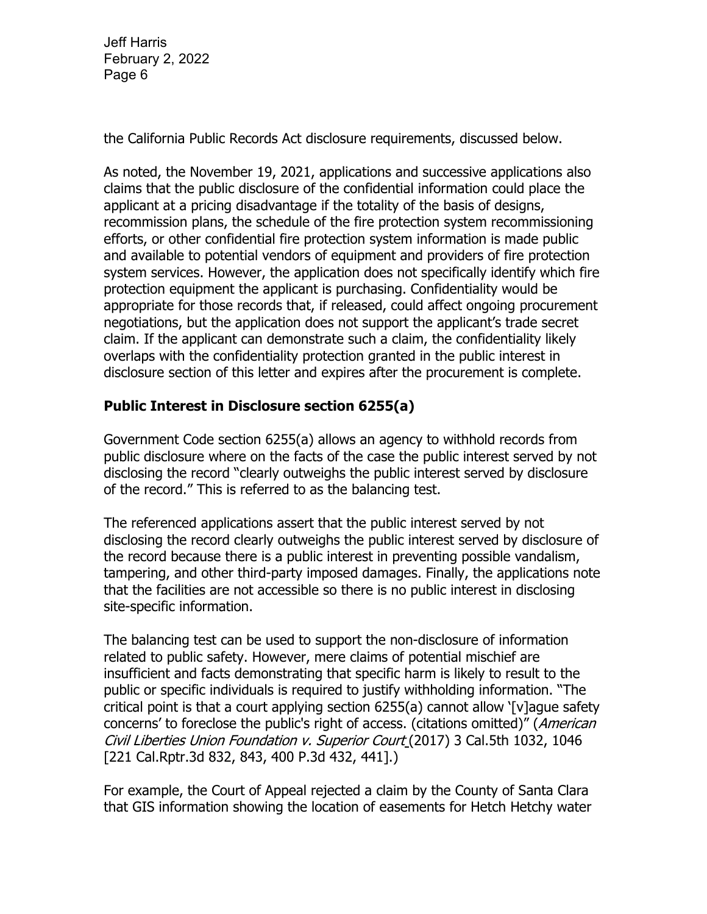the California Public Records Act disclosure requirements, discussed below.

As noted, the November 19, 2021, applications and successive applications also claims that the public disclosure of the confidential information could place the applicant at a pricing disadvantage if the totality of the basis of designs, recommission plans, the schedule of the fire protection system recommissioning efforts, or other confidential fire protection system information is made public and available to potential vendors of equipment and providers of fire protection system services. However, the application does not specifically identify which fire protection equipment the applicant is purchasing. Confidentiality would be appropriate for those records that, if released, could affect ongoing procurement negotiations, but the application does not support the applicant's trade secret claim. If the applicant can demonstrate such a claim, the confidentiality likely overlaps with the confidentiality protection granted in the public interest in disclosure section of this letter and expires after the procurement is complete.

## Public Interest in Disclosure section 6255(a)

Government Code section 6255(a) allows an agency to withhold records from public disclosure where on the facts of the case the public interest served by not disclosing the record "clearly outweighs the public interest served by disclosure of the record." This is referred to as the balancing test.

The referenced applications assert that the public interest served by not disclosing the record clearly outweighs the public interest served by disclosure of the record because there is a public interest in preventing possible vandalism, tampering, and other third-party imposed damages. Finally, the applications note that the facilities are not accessible so there is no public interest in disclosing site-specific information.

The balancing test can be used to support the non-disclosure of information related to public safety. However, mere claims of potential mischief are insufficient and facts demonstrating that specific harm is likely to result to the public or specific individuals is required to justify withholding information. "The critical point is that a court applying section 6255(a) cannot allow '[v]ague safety concerns' to foreclose the public's right of access. (citations omitted)" (*American Civil Liberties Union Foundation v. Superior Court* (2017) 3 Cal.5th 1032, 1046 [221 Cal.Rptr.3d 832, 843, 400 P.3d 432, 441].)

For example, the Court of Appeal rejected a claim by the County of Santa Clara that GIS information showing the location of easements for Hetch Hetchy water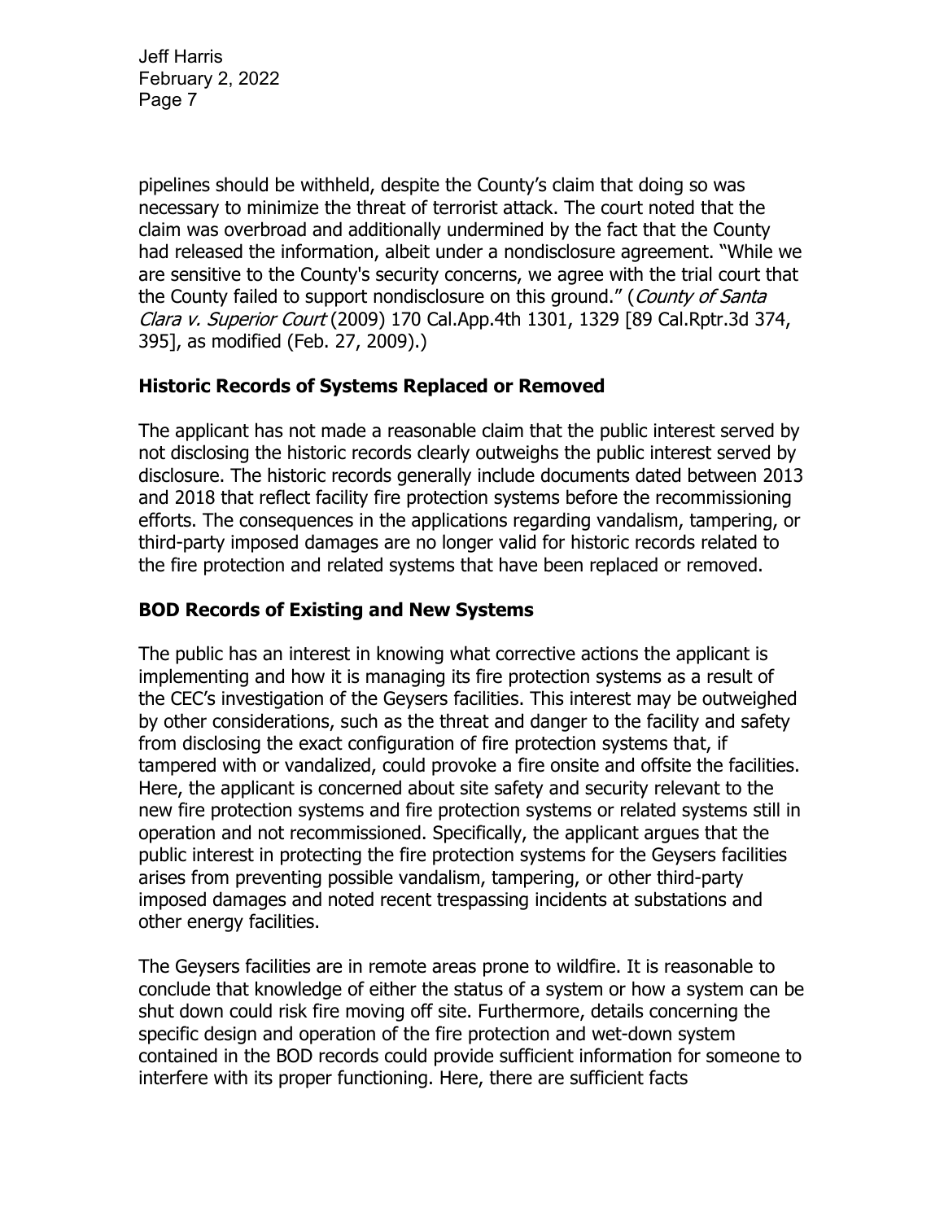pipelines should be withheld, despite the County's claim that doing so was necessary to minimize the threat of terrorist attack. The court noted that the claim was overbroad and additionally undermined by the fact that the County had released the information, albeit under a nondisclosure agreement. "While we are sensitive to the County's security concerns, we agree with the trial court that the County failed to support nondisclosure on this ground." (*County of Santa Clara v. Superior Court* (2009) 170 Cal.App.4th 1301, 1329 [89 Cal.Rptr.3d 374, 395], as modified (Feb. 27, 2009).)

## Historic Records of Systems Replaced or Removed

The applicant has not made a reasonable claim that the public interest served by not disclosing the historic records clearly outweighs the public interest served by disclosure. The historic records generally include documents dated between 2013 and 2018 that reflect facility fire protection systems before the recommissioning efforts. The consequences in the applications regarding vandalism, tampering, or third-party imposed damages are no longer valid for historic records related to the fire protection and related systems that have been replaced or removed.

## BOD Records of Existing and New Systems

The public has an interest in knowing what corrective actions the applicant is implementing and how it is managing its fire protection systems as a result of the CEC's investigation of the Geysers facilities. This interest may be outweighed by other considerations, such as the threat and danger to the facility and safety from disclosing the exact configuration of fire protection systems that, if tampered with or vandalized, could provoke a fire onsite and offsite the facilities. Here, the applicant is concerned about site safety and security relevant to the new fire protection systems and fire protection systems or related systems still in operation and not recommissioned. Specifically, the applicant argues that the public interest in protecting the fire protection systems for the Geysers facilities arises from preventing possible vandalism, tampering, or other third-party imposed damages and noted recent trespassing incidents at substations and other energy facilities.

The Geysers facilities are in remote areas prone to wildfire. It is reasonable to conclude that knowledge of either the status of a system or how a system can be shut down could risk fire moving off site. Furthermore, details concerning the specific design and operation of the fire protection and wet-down system contained in the BOD records could provide sufficient information for someone to interfere with its proper functioning. Here, there are sufficient facts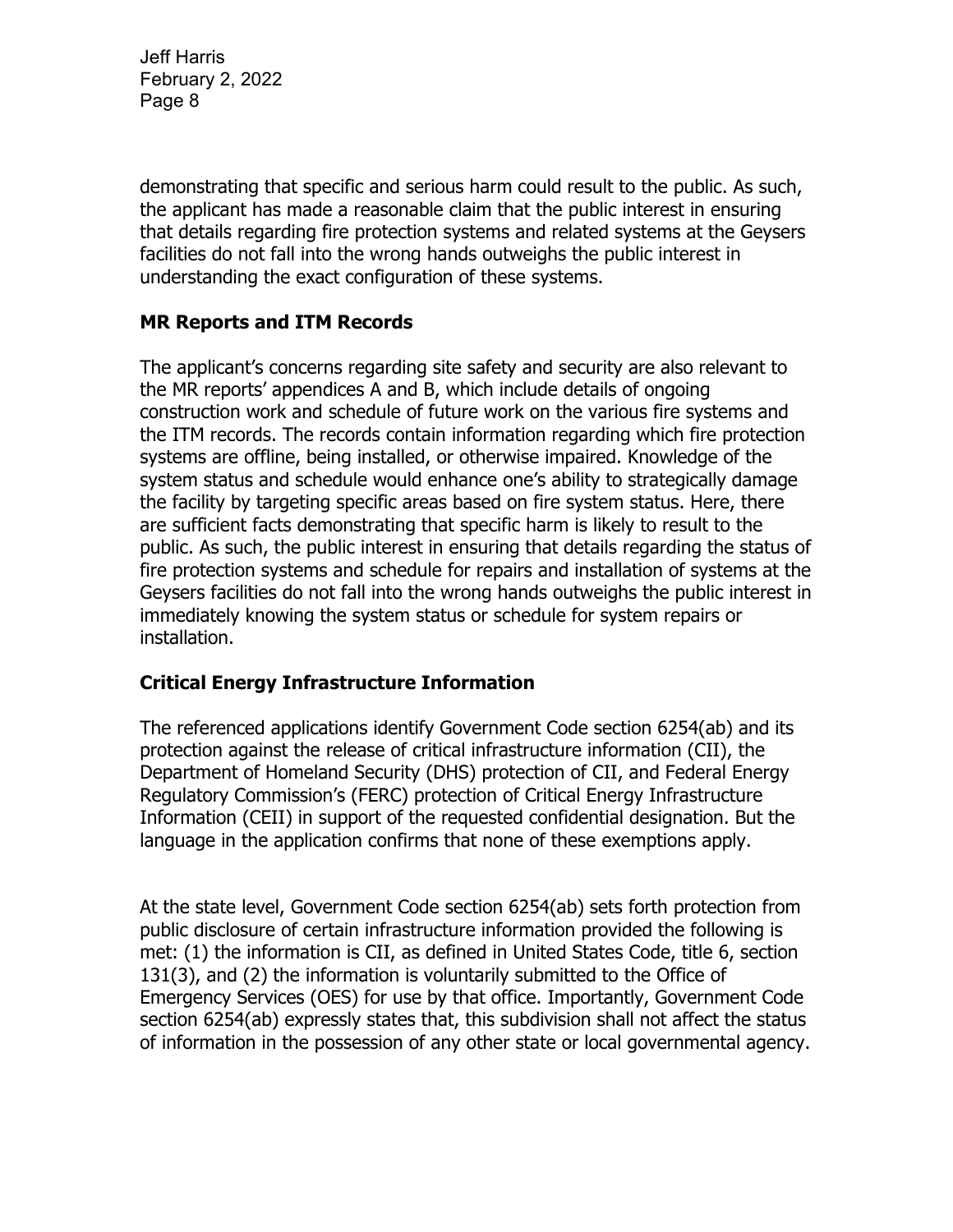demonstrating that specific and serious harm could result to the public. As such, the applicant has made a reasonable claim that the public interest in ensuring that details regarding fire protection systems and related systems at the Geysers facilities do not fall into the wrong hands outweighs the public interest in understanding the exact configuration of these systems.

### MR Reports and ITM Records

The applicant's concerns regarding site safety and security are also relevant to the MR reports' appendices A and B, which include details of ongoing construction work and schedule of future work on the various fire systems and the ITM records. The records contain information regarding which fire protection systems are offline, being installed, or otherwise impaired. Knowledge of the system status and schedule would enhance one's ability to strategically damage the facility by targeting specific areas based on fire system status. Here, there are sufficient facts demonstrating that specific harm is likely to result to the public. As such, the public interest in ensuring that details regarding the status of fire protection systems and schedule for repairs and installation of systems at the Geysers facilities do not fall into the wrong hands outweighs the public interest in immediately knowing the system status or schedule for system repairs or installation.

### Critical Energy Infrastructure Information

The referenced applications identify Government Code section 6254(ab) and its protection against the release of critical infrastructure information (CII), the Department of Homeland Security (DHS) protection of CII, and Federal Energy Regulatory Commission's (FERC) protection of Critical Energy Infrastructure Information (CEII) in support of the requested confidential designation. But the language in the application confirms that none of these exemptions apply.

At the state level, Government Code section 6254(ab) sets forth protection from public disclosure of certain infrastructure information provided the following is met: (1) the information is CII, as defined in United States Code, title 6, section 131(3), and (2) the information is voluntarily submitted to the Office of Emergency Services (OES) for use by that office. Importantly, Government Code section 6254(ab) expressly states that, this subdivision shall not affect the status of information in the possession of any other state or local governmental agency.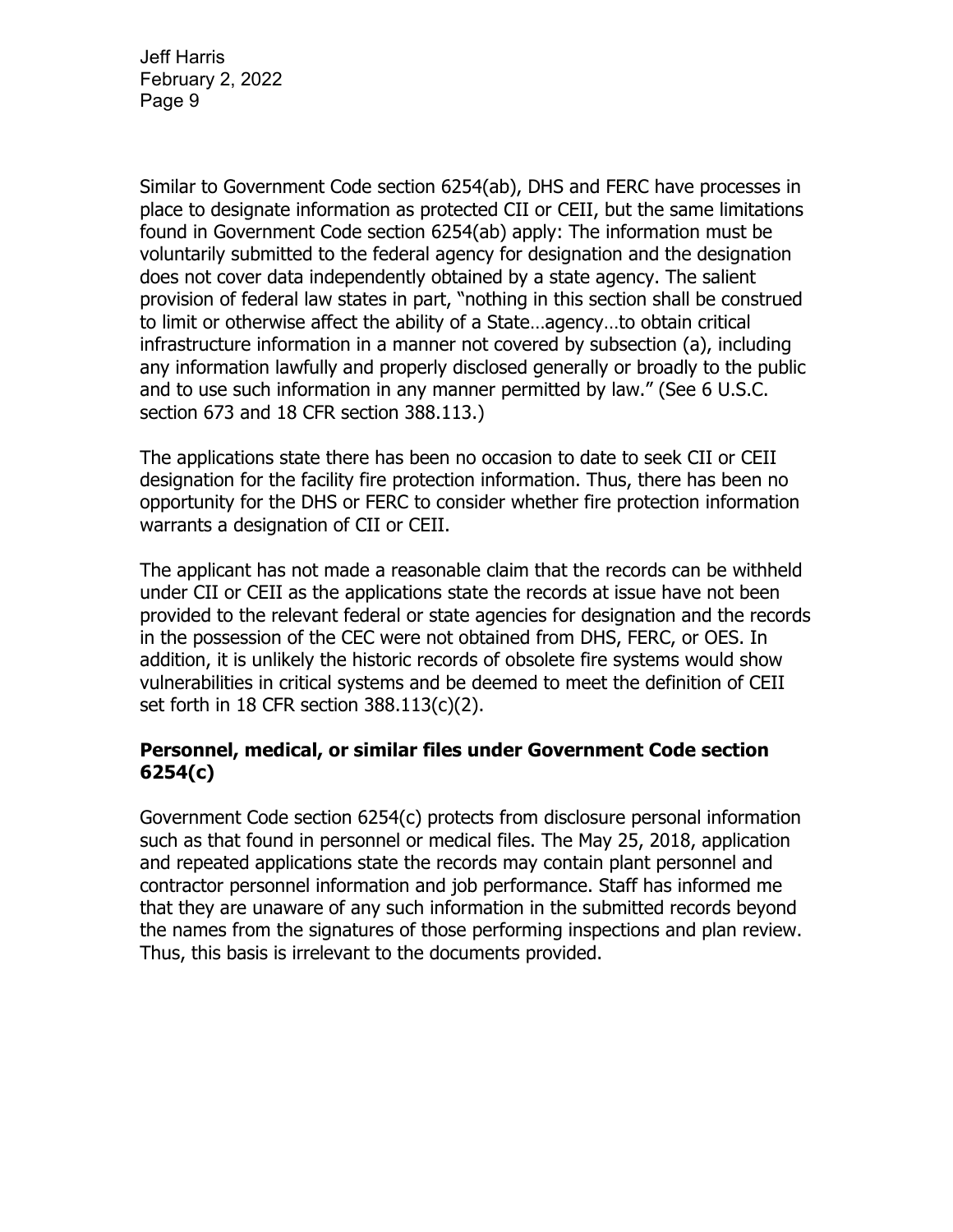Similar to Government Code section 6254(ab), DHS and FERC have processes in place to designate information as protected CII or CEII, but the same limitations found in Government Code section 6254(ab) apply: The information must be voluntarily submitted to the federal agency for designation and the designation does not cover data independently obtained by a state agency. The salient provision of federal law states in part, "nothing in this section shall be construed to limit or otherwise affect the ability of a State…agency…to obtain critical infrastructure information in a manner not covered by subsection (a), including any information lawfully and properly disclosed generally or broadly to the public and to use such information in any manner permitted by law." (See 6 U.S.C. section 673 and 18 CFR section 388.113.)

The applications state there has been no occasion to date to seek CII or CEII designation for the facility fire protection information. Thus, there has been no opportunity for the DHS or FERC to consider whether fire protection information warrants a designation of CII or CEII.

The applicant has not made a reasonable claim that the records can be withheld under CII or CEII as the applications state the records at issue have not been provided to the relevant federal or state agencies for designation and the records in the possession of the CEC were not obtained from DHS, FERC, or OES. In addition, it is unlikely the historic records of obsolete fire systems would show vulnerabilities in critical systems and be deemed to meet the definition of CEII set forth in 18 CFR section 388.113(c)(2).

### Personnel, medical, or similar files under Government Code section 6254(c)

Government Code section 6254(c) protects from disclosure personal information such as that found in personnel or medical files. The May 25, 2018, application and repeated applications state the records may contain plant personnel and contractor personnel information and job performance. Staff has informed me that they are unaware of any such information in the submitted records beyond the names from the signatures of those performing inspections and plan review. Thus, this basis is irrelevant to the documents provided.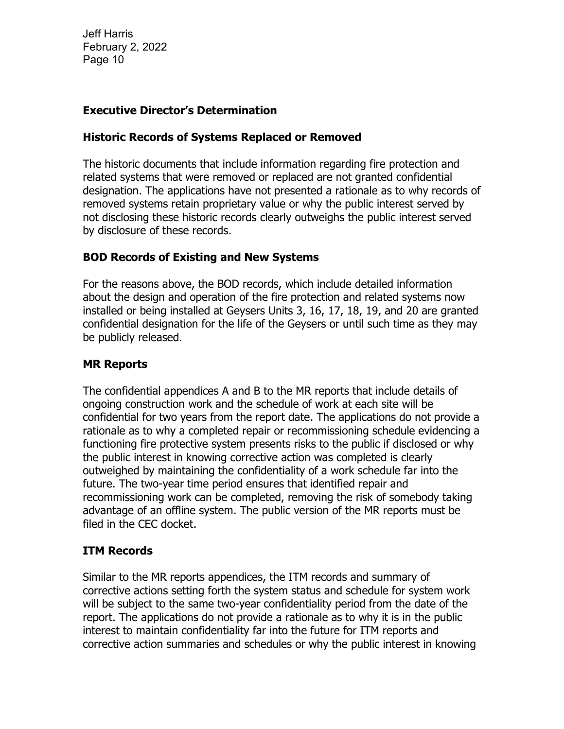## Executive Director's Determination

### Historic Records of Systems Replaced or Removed

The historic documents that include information regarding fire protection and related systems that were removed or replaced are not granted confidential designation. The applications have not presented a rationale as to why records of removed systems retain proprietary value or why the public interest served by not disclosing these historic records clearly outweighs the public interest served by disclosure of these records.

### BOD Records of Existing and New Systems

For the reasons above, the BOD records, which include detailed information about the design and operation of the fire protection and related systems now installed or being installed at Geysers Units 3, 16, 17, 18, 19, and 20 are granted confidential designation for the life of the Geysers or until such time as they may be publicly released.

### MR Reports

The confidential appendices A and B to the MR reports that include details of ongoing construction work and the schedule of work at each site will be confidential for two years from the report date. The applications do not provide a rationale as to why a completed repair or recommissioning schedule evidencing a functioning fire protective system presents risks to the public if disclosed or why the public interest in knowing corrective action was completed is clearly outweighed by maintaining the confidentiality of a work schedule far into the future. The two-year time period ensures that identified repair and recommissioning work can be completed, removing the risk of somebody taking advantage of an offline system. The public version of the MR reports must be filed in the CEC docket.

### ITM Records

Similar to the MR reports appendices, the ITM records and summary of corrective actions setting forth the system status and schedule for system work will be subject to the same two-year confidentiality period from the date of the report. The applications do not provide a rationale as to why it is in the public interest to maintain confidentiality far into the future for ITM reports and corrective action summaries and schedules or why the public interest in knowing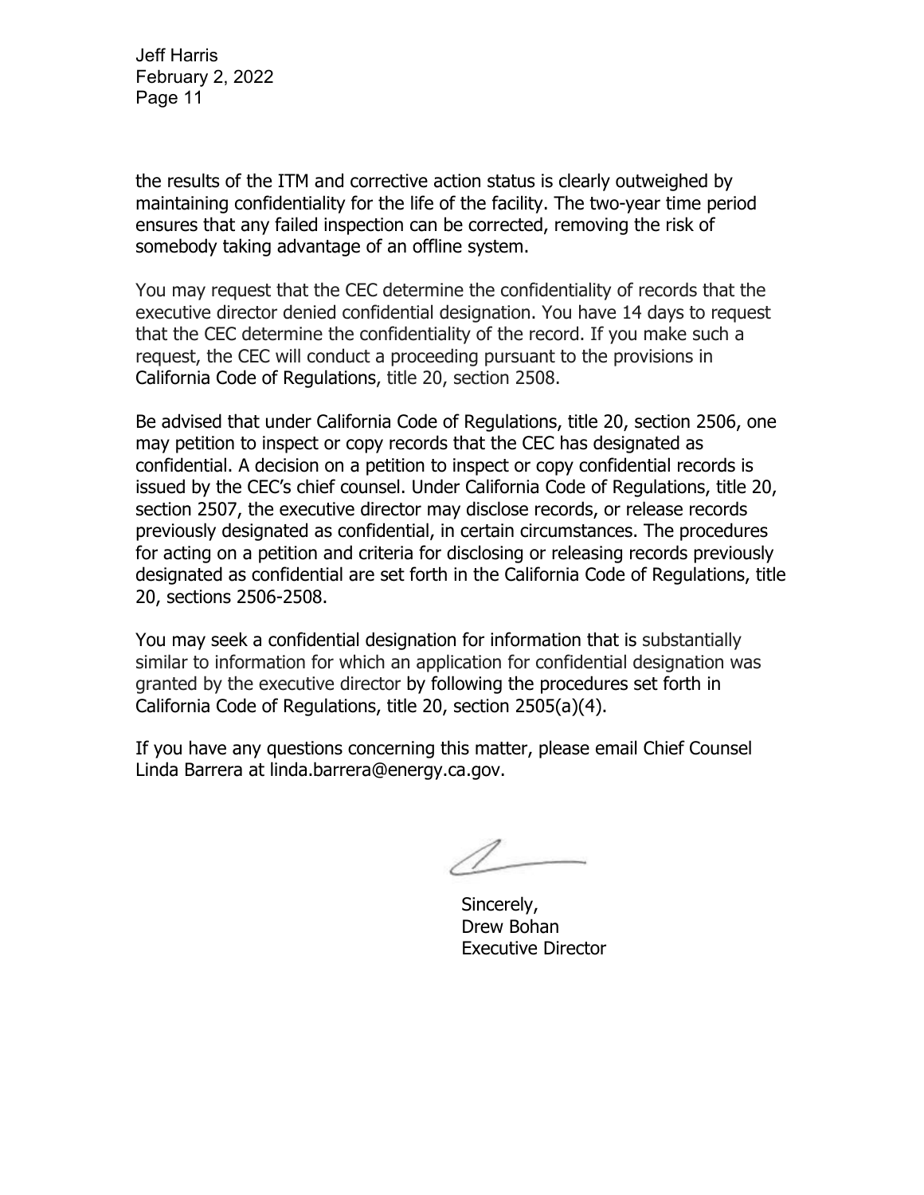the results of the ITM and corrective action status is clearly outweighed by maintaining confidentiality for the life of the facility. The two-year time period ensures that any failed inspection can be corrected, removing the risk of somebody taking advantage of an offline system.

You may request that the CEC determine the confidentiality of records that the executive director denied confidential designation. You have 14 days to request that the CEC determine the confidentiality of the record. If you make such a request, the CEC will conduct a proceeding pursuant to the provisions in California Code of Regulations, title 20, section 2508.

Be advised that under California Code of Regulations, title 20, section 2506, one may petition to inspect or copy records that the CEC has designated as confidential. A decision on a petition to inspect or copy confidential records is issued by the CEC's chief counsel. Under California Code of Regulations, title 20, section 2507, the executive director may disclose records, or release records previously designated as confidential, in certain circumstances. The procedures for acting on a petition and criteria for disclosing or releasing records previously designated as confidential are set forth in the California Code of Regulations, title 20, sections 2506-2508.

You may seek a confidential designation for information that is substantially similar to information for which an application for confidential designation was granted by the executive director by following the procedures set forth in California Code of Regulations, title 20, section 2505(a)(4).

If you have any questions concerning this matter, please email Chief Counsel Linda Barrera at linda.barrera@energy.ca.gov.

Sincerely,
Drew Bohan
Executive Director